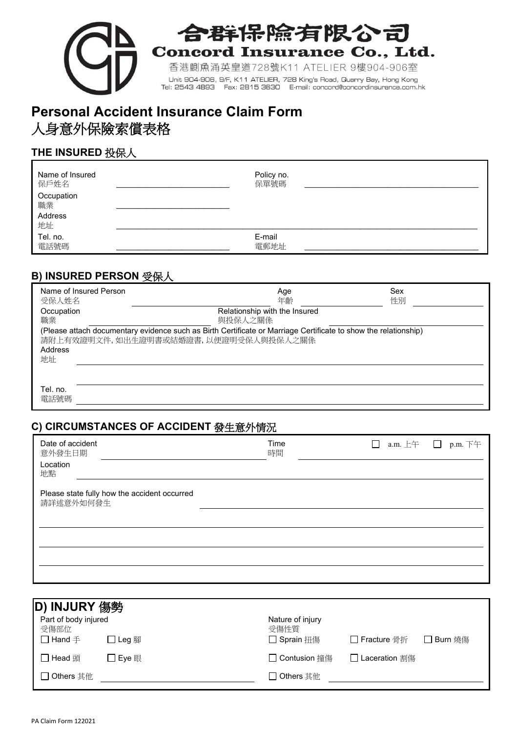# 合群保險有限公司
# Concord Insurance Co., Ltd.

香港鰂魚涌英皇道728號K11 ATELIER 9樓904-906室

Unit 904-906, 9/F, K11 ATELIER, 728 King's Road, Quarry Bay, Hong Kong
Tel: 2543 4893 Fax: 2815 3630 E-mail: concord@concordinsurance.com.hk

# Personal Accident Insurance Claim Form
# 人身意外保險索償表格

## THE INSURED 投保人

Name of Insured 保戶姓名 ____________________ Policy no. 保單號碼 ____________________

Occupation 職業 ____________________

Address 地址 ________________________________________

Tel. no. 電話號碼 ____________________ E-mail 電郵地址 ____________________

## B) INSURED PERSON 受保人

Name of Insured Person 受保人姓名 ____________________ Age 年齡 __________ Sex 性別 __________

Occupation 職業 ____________________ Relationship with the Insured 與投保人之關係 ____________________

(Please attach documentary evidence such as Birth Certificate or Marriage Certificate to show the relationship)
請附上有效證明文件, 如出生證明書或結婚證書, 以便證明受保人與投保人之關係

Address 地址 ________________________________________

________________________________________

Tel. no. 電話號碼 ________________________________________

## C) CIRCUMSTANCES OF ACCIDENT 發生意外情況

Date of accident 意外發生日期 ____________________ Time 時間 ☐ a.m. 上午 ☐ p.m. 下午 ____________________

Location 地點 ________________________________________

Please state fully how the accident occurred 請詳述意外如何發生 ________________________________________

________________________________________

________________________________________

________________________________________

## D) INJURY 傷勢

Part of body injured 受傷部位

☐ Hand 手 ☐ Leg 腳

☐ Head 頭 ☐ Eye 眼

☐ Others 其他 ____________________

Nature of injury 受傷性質

☐ Sprain 扭傷 ☐ Fracture 骨折 ☐ Burn 燒傷

☐ Contusion 撞傷 ☐ Laceration 割傷

☐ Others 其他 ____________________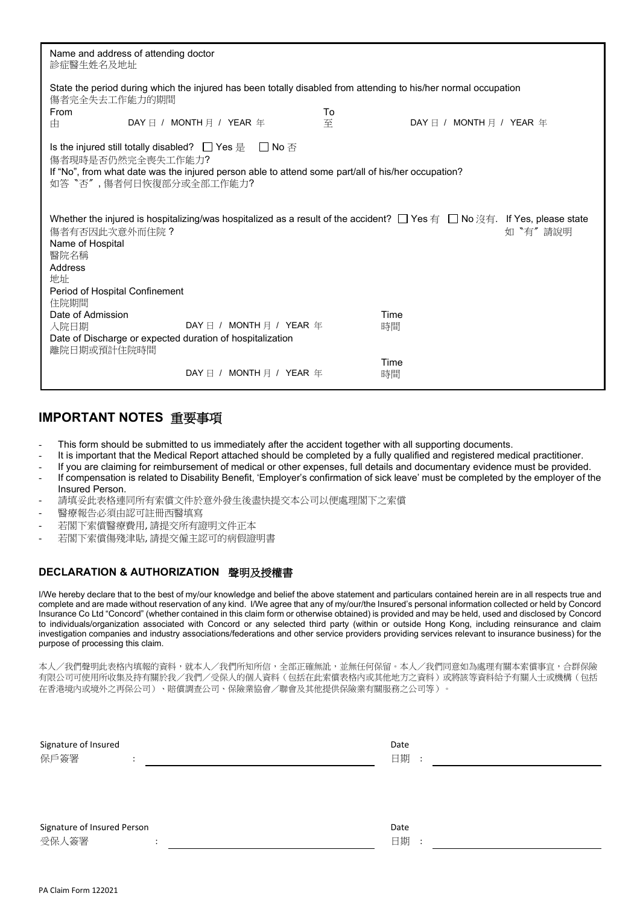Name and address of attending doctor
診症醫生姓名及地址

State the period during which the injured has been totally disabled from attending to his/her normal occupation
傷者完全失去工作能力的期間

From 由 DAY 日 / MONTH 月 / YEAR 年 To 至 DAY 日 / MONTH 月 / YEAR 年

Is the injured still totally disabled? ☐ Yes 是 ☐ No 否
傷者現時是否仍然完全喪失工作能力?
If "No", from what date was the injured person able to attend some part/all of his/her occupation?
如答〝否″, 傷者何日恢復部分或全部工作能力?

Whether the injured is hospitalizing/was hospitalized as a result of the accident? ☐ Yes 有 ☐ No 沒有. If Yes, please state
傷者有否因此次意外而住院 ? 如〝有″請說明

Name of Hospital
醫院名稱

Address
地址

Period of Hospital Confinement
住院期間

Date of Admission
入院日期 DAY 日 / MONTH 月 / YEAR 年 Time 時間

Date of Discharge or expected duration of hospitalization
離院日期或預計住院時間
DAY 日 / MONTH 月 / YEAR 年 Time 時間

## IMPORTANT NOTES 重要事項

- This form should be submitted to us immediately after the accident together with all supporting documents.
- It is important that the Medical Report attached should be completed by a fully qualified and registered medical practitioner.
- If you are claiming for reimbursement of medical or other expenses, full details and documentary evidence must be provided.
- If compensation is related to Disability Benefit, 'Employer's confirmation of sick leave' must be completed by the employer of the Insured Person.
- 請填妥此表格連同所有索償文件於意外發生後盡快提交本公司以便處理閣下之索償
- 醫療報告必須由認可註冊西醫填寫
- 若閣下索償醫療費用, 請提交所有證明文件正本
- 若閣下索償傷殘津貼, 請提交僱主認可的病假證明書

### DECLARATION & AUTHORIZATION 聲明及授權書

I/We hereby declare that to the best of my/our knowledge and belief the above statement and particulars contained herein are in all respects true and complete and are made without reservation of any kind. I/We agree that any of my/our/the Insured's personal information collected or held by Concord Insurance Co Ltd "Concord" (whether contained in this claim form or otherwise obtained) is provided and may be held, used and disclosed by Concord to individuals/organization associated with Concord or any selected third party (within or outside Hong Kong, including reinsurance and claim investigation companies and industry associations/federations and other service providers providing services relevant to insurance business) for the purpose of processing this claim.

本人／我們聲明此表格內填報的資料，就本人／我們所知所信，全部正確無訛，並無任何保留。本人／我們同意如為處理有關本索償事宜，合群保險有限公司可使用所收集及持有關於我／我們／受保人的個人資料（包括在此索償表格內或其他地方之資料）或將該等資料給予有關人士或機構（包括在香港境內或境外之再保公司）、賠償調查公司、保險業協會／聯會及其他提供保險業有關服務之公司等）。

Signature of Insured
保戶簽署 : ______________________ Date 日期 : ______________________

Signature of Insured Person
受保人簽署 : ______________________ Date 日期 : ______________________

PA Claim Form 122021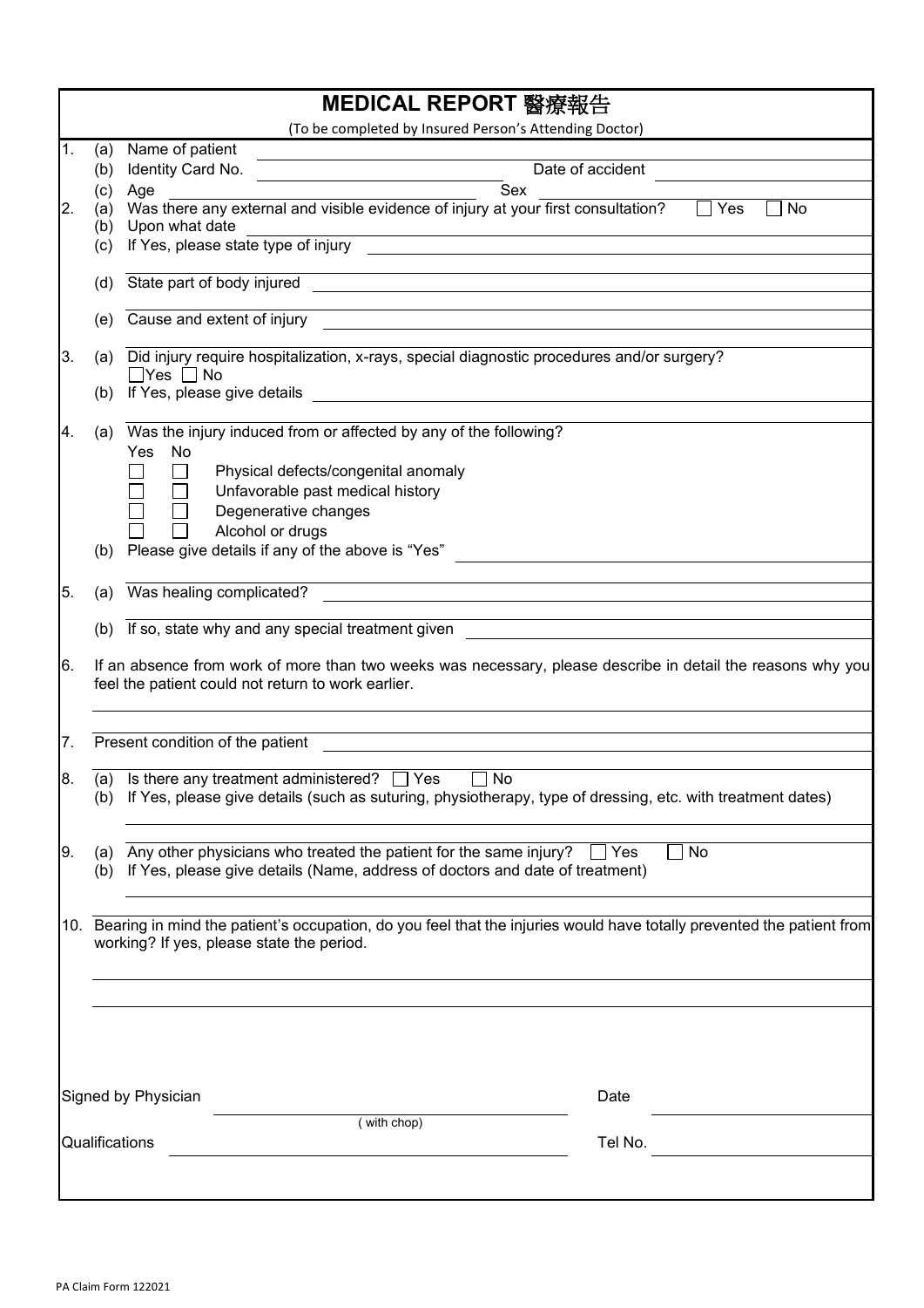# MEDICAL REPORT 醫療報告

(To be completed by Insured Person's Attending Doctor)

1. (a) Name of patient ____________________
   (b) Identity Card No. ____________________ Date of accident ____________________
   (c) Age ____________________ Sex ____________________

2. (a) Was there any external and visible evidence of injury at your first consultation? ☐ Yes ☐ No
   (b) Upon what date ____________________
   (c) If Yes, please state type of injury ____________________
   (d) State part of body injured ____________________
   (e) Cause and extent of injury ____________________

3. (a) Did injury require hospitalization, x-rays, special diagnostic procedures and/or surgery?
   ☐ Yes ☐ No
   (b) If Yes, please give details ____________________

4. (a) Was the injury induced from or affected by any of the following?

| Yes | No | |
|---|---|---|
| ☐ | ☐ | Physical defects/congenital anomaly |
| ☐ | ☐ | Unfavorable past medical history |
| ☐ | ☐ | Degenerative changes |
| ☐ | ☐ | Alcohol or drugs |

   (b) Please give details if any of the above is "Yes" ____________________

5. (a) Was healing complicated? ____________________
   (b) If so, state why and any special treatment given ____________________

6. If an absence from work of more than two weeks was necessary, please describe in detail the reasons why you feel the patient could not return to work earlier.
   ____________________

7. Present condition of the patient ____________________

8. (a) Is there any treatment administered? ☐ Yes ☐ No
   (b) If Yes, please give details (such as suturing, physiotherapy, type of dressing, etc. with treatment dates)
   ____________________

9. (a) Any other physicians who treated the patient for the same injury? ☐ Yes ☐ No
   (b) If Yes, please give details (Name, address of doctors and date of treatment)
   ____________________

10. Bearing in mind the patient's occupation, do you feel that the injuries would have totally prevented the patient from working? If yes, please state the period.
   ____________________
   ____________________

Signed by Physician ____________________ ( with chop) Date ____________________

Qualifications ____________________ Tel No. ____________________

PA Claim Form 122021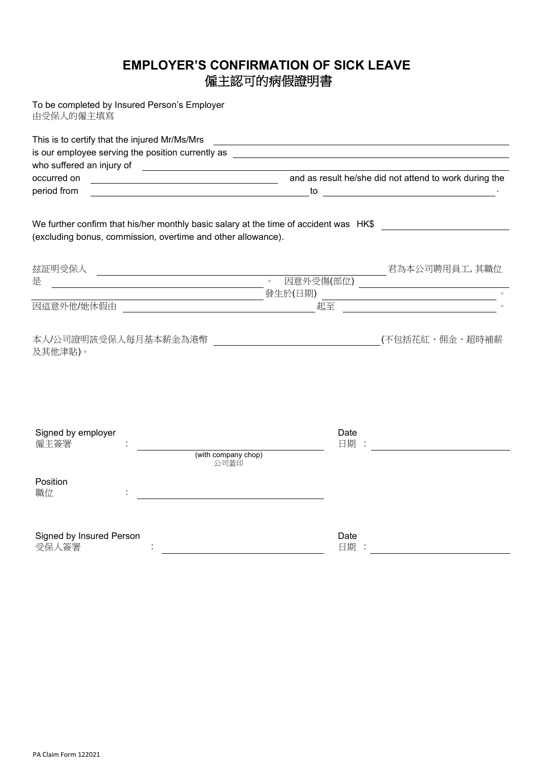# EMPLOYER'S CONFIRMATION OF SICK LEAVE
# 僱主認可的病假證明書

To be completed by Insured Person's Employer
由受保人的僱主填寫

This is to certify that the injured Mr/Ms/Mrs ______________________________
is our employee serving the position currently as ______________________________
who suffered an injury of ______________________________
occurred on ______________________________ and as result he/she did not attend to work during the
period from ______________________________ to ______________________________.

We further confirm that his/her monthly basic salary at the time of accident was HK$ ______________________________
(excluding bonus, commission, overtime and other allowance).

茲証明受保人 ______________________________ 君為本公司聘用員工, 其職位
是 ______________________________ 。 因意外受傷(部位) ______________________________
______________________________ 發生於(日期) ______________________________ 。
因這意外他/她休假由 ______________________________ 起至 ______________________________ 。

本人/公司證明該受保人每月基本薪金為港幣 ______________________________ (不包括花紅、佣金、超時補薪及其他津貼)。

Signed by employer
僱主簽署 : ______________________________
(with company chop)
公司蓋印

Date
日期 : ______________________________

Position
職位 : ______________________________

Signed by Insured Person
受保人簽署 : ______________________________

Date
日期 : ______________________________

PA Claim Form 122021